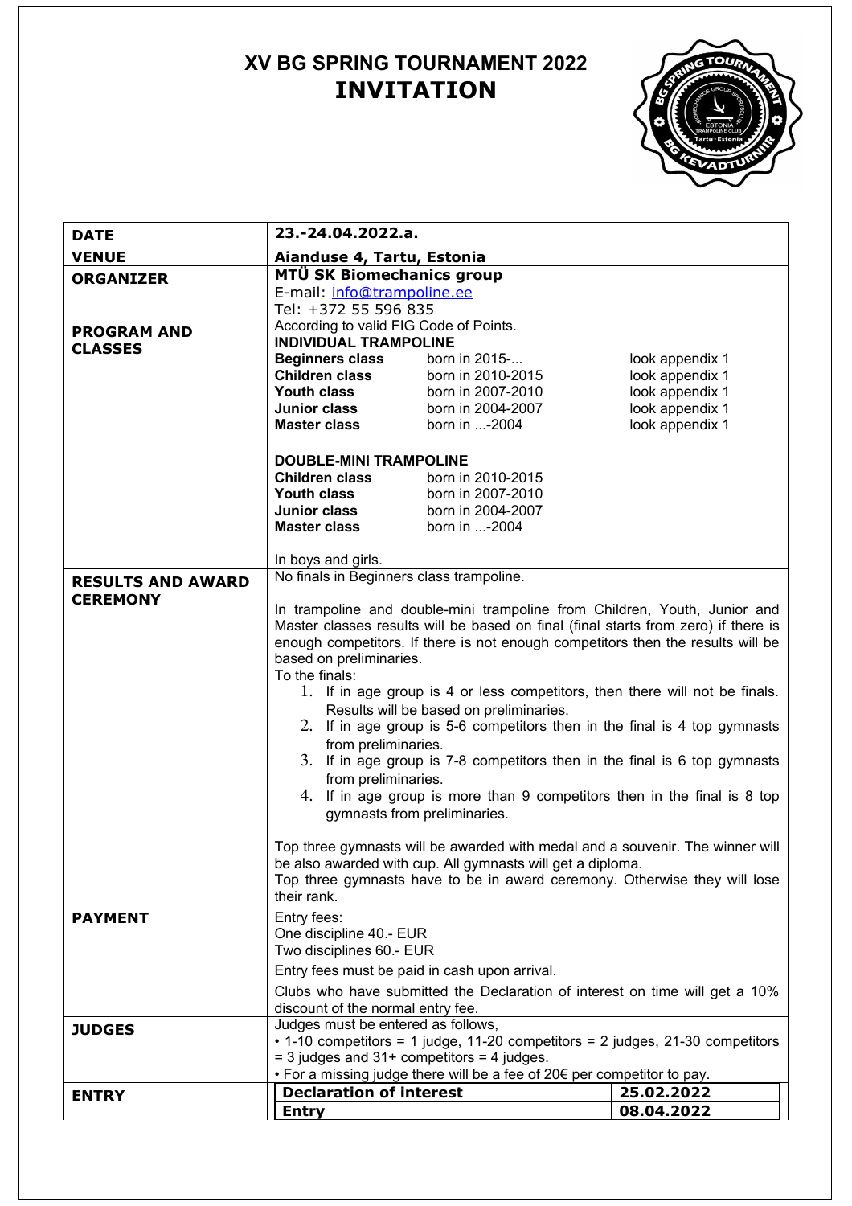# XV BG SPRING TOURNAMENT 2022
# INVITATION

| | |
|---|---|
| **DATE** | **23.-24.04.2022.a.** |
| **VENUE** | **Aianduse 4, Tartu, Estonia** |
| **ORGANIZER** | **MTÜ SK Biomechanics group**<br>E-mail: info@trampoline.ee<br>Tel: +372 55 596 835 |
| **PROGRAM AND CLASSES** | According to valid FIG Code of Points.<br>**INDIVIDUAL TRAMPOLINE**<br>**Beginners class** born in 2015-... look appendix 1<br>**Children class** born in 2010-2015 look appendix 1<br>**Youth class** born in 2007-2010 look appendix 1<br>**Junior class** born in 2004-2007 look appendix 1<br>**Master class** born in ...-2004 look appendix 1<br><br>**DOUBLE-MINI TRAMPOLINE**<br>**Children class** born in 2010-2015<br>**Youth class** born in 2007-2010<br>**Junior class** born in 2004-2007<br>**Master class** born in ...-2004<br><br>In boys and girls. |
| **RESULTS AND AWARD CEREMONY** | No finals in Beginners class trampoline.<br><br>In trampoline and double-mini trampoline from Children, Youth, Junior and Master classes results will be based on final (final starts from zero) if there is enough competitors. If there is not enough competitors then the results will be based on preliminaries.<br>To the finals:<br>1. If in age group is 4 or less competitors, then there will not be finals. Results will be based on preliminaries.<br>2. If in age group is 5-6 competitors then in the final is 4 top gymnasts from preliminaries.<br>3. If in age group is 7-8 competitors then in the final is 6 top gymnasts from preliminaries.<br>4. If in age group is more than 9 competitors then in the final is 8 top gymnasts from preliminaries.<br><br>Top three gymnasts will be awarded with medal and a souvenir. The winner will be also awarded with cup. All gymnasts will get a diploma.<br>Top three gymnasts have to be in award ceremony. Otherwise they will lose their rank. |
| **PAYMENT** | Entry fees:<br>One discipline 40.- EUR<br>Two disciplines 60.- EUR<br>Entry fees must be paid in cash upon arrival.<br>Clubs who have submitted the Declaration of interest on time will get a 10% discount of the normal entry fee. |
| **JUDGES** | Judges must be entered as follows,<br>• 1-10 competitors = 1 judge, 11-20 competitors = 2 judges, 21-30 competitors = 3 judges and 31+ competitors = 4 judges.<br>• For a missing judge there will be a fee of 20€ per competitor to pay. |
| **ENTRY** | **Declaration of interest** — **25.02.2022**<br>**Entry** — **08.04.2022** |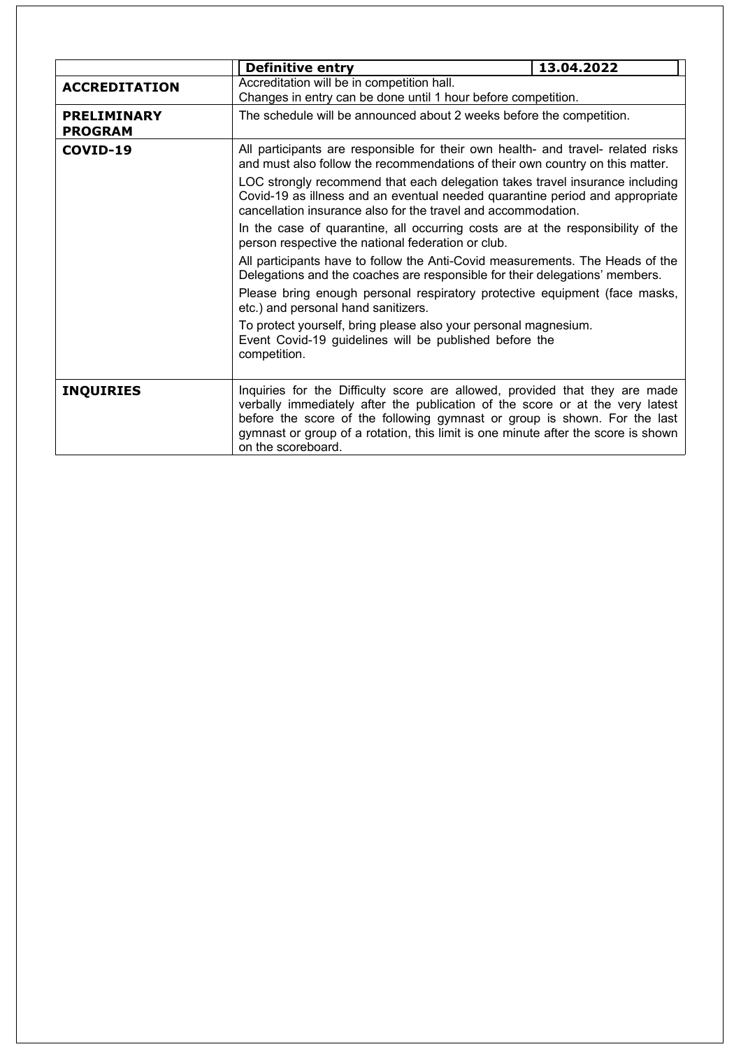| | Definitive entry | 13.04.2022 |
|---|---|---|
| **ACCREDITATION** | Accreditation will be in competition hall.<br>Changes in entry can be done until 1 hour before competition. | |
| **PRELIMINARY PROGRAM** | The schedule will be announced about 2 weeks before the competition. | |
| **COVID-19** | All participants are responsible for their own health- and travel- related risks and must also follow the recommendations of their own country on this matter.<br>LOC strongly recommend that each delegation takes travel insurance including Covid-19 as illness and an eventual needed quarantine period and appropriate cancellation insurance also for the travel and accommodation.<br>In the case of quarantine, all occurring costs are at the responsibility of the person respective the national federation or club.<br>All participants have to follow the Anti-Covid measurements. The Heads of the Delegations and the coaches are responsible for their delegations' members.<br>Please bring enough personal respiratory protective equipment (face masks, etc.) and personal hand sanitizers.<br>To protect yourself, bring please also your personal magnesium.<br>Event Covid-19 guidelines will be published before the competition. | |
| **INQUIRIES** | Inquiries for the Difficulty score are allowed, provided that they are made verbally immediately after the publication of the score or at the very latest before the score of the following gymnast or group is shown. For the last gymnast or group of a rotation, this limit is one minute after the score is shown on the scoreboard. | |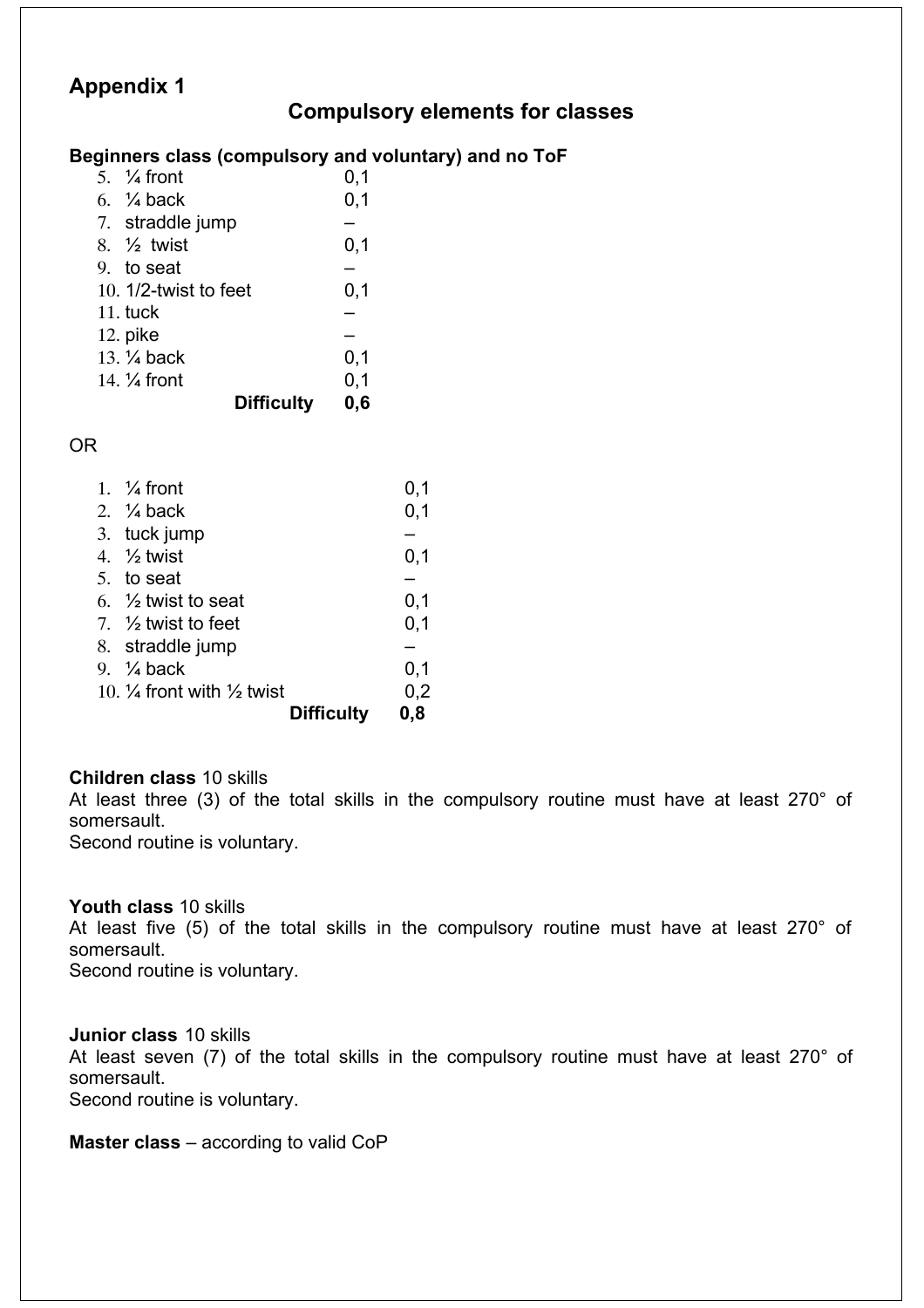## Appendix 1

### Compulsory elements for classes

**Beginners class (compulsory and voluntary) and no ToF**

| | | |
|---|---|---|
| 5. | ¼ front | 0,1 |
| 6. | ¼ back | 0,1 |
| 7. | straddle jump | – |
| 8. | ½ twist | 0,1 |
| 9. | to seat | – |
| 10. | 1/2-twist to feet | 0,1 |
| 11. | tuck | – |
| 12. | pike | – |
| 13. | ¼ back | 0,1 |
| 14. | ¼ front | 0,1 |
| | **Difficulty** | **0,6** |

OR

| | | |
|---|---|---|
| 1. | ¼ front | 0,1 |
| 2. | ¼ back | 0,1 |
| 3. | tuck jump | – |
| 4. | ½ twist | 0,1 |
| 5. | to seat | – |
| 6. | ½ twist to seat | 0,1 |
| 7. | ½ twist to feet | 0,1 |
| 8. | straddle jump | – |
| 9. | ¼ back | 0,1 |
| 10. | ¼ front with ½ twist | 0,2 |
| | **Difficulty** | **0,8** |

**Children class** 10 skills
At least three (3) of the total skills in the compulsory routine must have at least 270° of somersault.
Second routine is voluntary.

**Youth class** 10 skills
At least five (5) of the total skills in the compulsory routine must have at least 270° of somersault.
Second routine is voluntary.

**Junior class** 10 skills
At least seven (7) of the total skills in the compulsory routine must have at least 270° of somersault.
Second routine is voluntary.

**Master class** – according to valid CoP